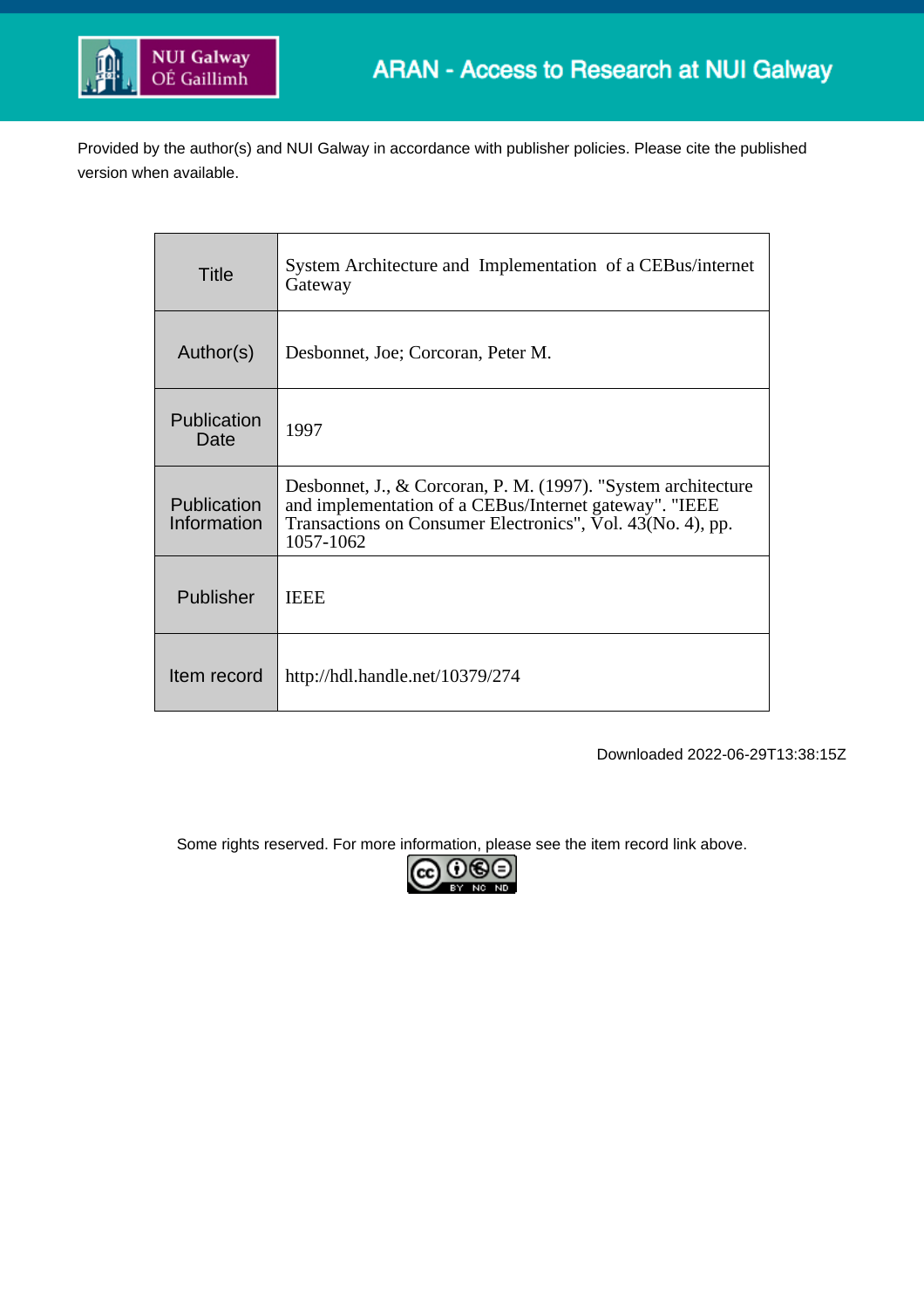NUI Galway OÉ Gaillimh

ARAN - Access to Research at NUI Galway

Provided by the author(s) and NUI Galway in accordance with publisher policies. Please cite the published version when available.

| | |
|---|---|
| Title | System Architecture and Implementation of a CEBus/internet Gateway |
| Author(s) | Desbonnet, Joe; Corcoran, Peter M. |
| Publication Date | 1997 |
| Publication Information | Desbonnet, J., & Corcoran, P. M. (1997). "System architecture and implementation of a CEBus/Internet gateway". "IEEE Transactions on Consumer Electronics", Vol. 43(No. 4), pp. 1057-1062 |
| Publisher | IEEE |
| Item record | http://hdl.handle.net/10379/274 |

Downloaded 2022-06-29T13:38:15Z

Some rights reserved. For more information, please see the item record link above.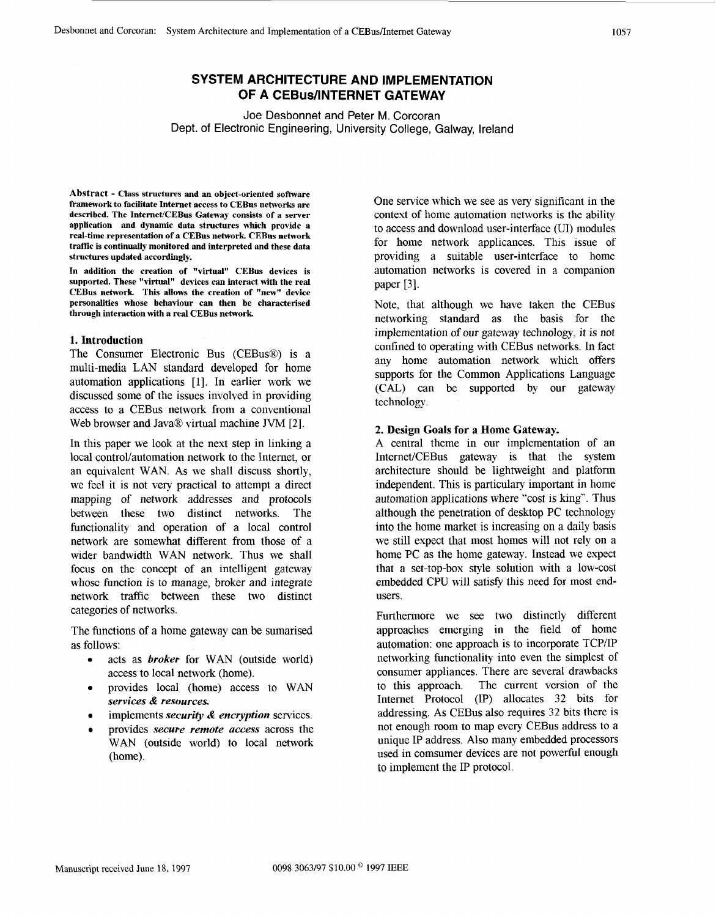# SYSTEM ARCHITECTURE AND IMPLEMENTATION OF A CEBus/INTERNET GATEWAY

Joe Desbonnet and Peter M. Corcoran
Dept. of Electronic Engineering, University College, Galway, Ireland

**Abstract - Class structures and an object-oriented software framework to facilitate Internet access to CEBus networks are described. The Internet/CEBus Gateway consists of a server application and dynamic data structures which provide a real-time representation of a CEBus network. CEBus network traffic is continually monitored and interpreted and these data structures updated accordingly.**

**In addition the creation of "virtual" CEBus devices is supported. These "virtual" devices can interact with the real CEBus network. This allows the creation of "new" device personalities whose behaviour can then be characterised through interaction with a real CEBus network.**

## 1. Introduction

The Consumer Electronic Bus (CEBus®) is a multi-media LAN standard developed for home automation applications [1]. In earlier work we discussed some of the issues involved in providing access to a CEBus network from a conventional Web browser and Java® virtual machine JVM [2].

In this paper we look at the next step in linking a local control/automation network to the Internet, or an equivalent WAN. As we shall discuss shortly, we feel it is not very practical to attempt a direct mapping of network addresses and protocols between these two distinct networks. The functionality and operation of a local control network are somewhat different from those of a wider bandwidth WAN network. Thus we shall focus on the concept of an intelligent gateway whose function is to manage, broker and integrate network traffic between these two distinct categories of networks.

The functions of a home gateway can be sumarised as follows:

- acts as ***broker*** for WAN (outside world) access to local network (home).
- provides local (home) access to WAN ***services & resources.***
- implements ***security & encryption*** services.
- provides ***secure remote access*** across the WAN (outside world) to local network (home).

One service which we see as very significant in the context of home automation networks is the ability to access and download user-interface (UI) modules for home network applicances. This issue of providing a suitable user-interface to home automation networks is covered in a companion paper [3].

Note, that although we have taken the CEBus networking standard as the basis for the implementation of our gateway technology, it is not confined to operating with CEBus networks. In fact any home automation network which offers supports for the Common Applications Language (CAL) can be supported by our gateway technology.

## 2. Design Goals for a Home Gateway.

A central theme in our implementation of an Internet/CEBus gateway is that the system architecture should be lightweight and platform independent. This is particulary important in home automation applications where "cost is king". Thus although the penetration of desktop PC technology into the home market is increasing on a daily basis we still expect that most homes will not rely on a home PC as the home gateway. Instead we expect that a set-top-box style solution with a low-cost embedded CPU will satisfy this need for most end-users.

Furthermore we see two distinctly different approaches emerging in the field of home automation: one approach is to incorporate TCP/IP networking functionality into even the simplest of consumer appliances. There are several drawbacks to this approach. The current version of the Internet Protocol (IP) allocates 32 bits for addressing. As CEBus also requires 32 bits there is not enough room to map every CEBus address to a unique IP address. Also many embedded processors used in comsumer devices are not powerful enough to implement the IP protocol.

Manuscript received June 18, 1997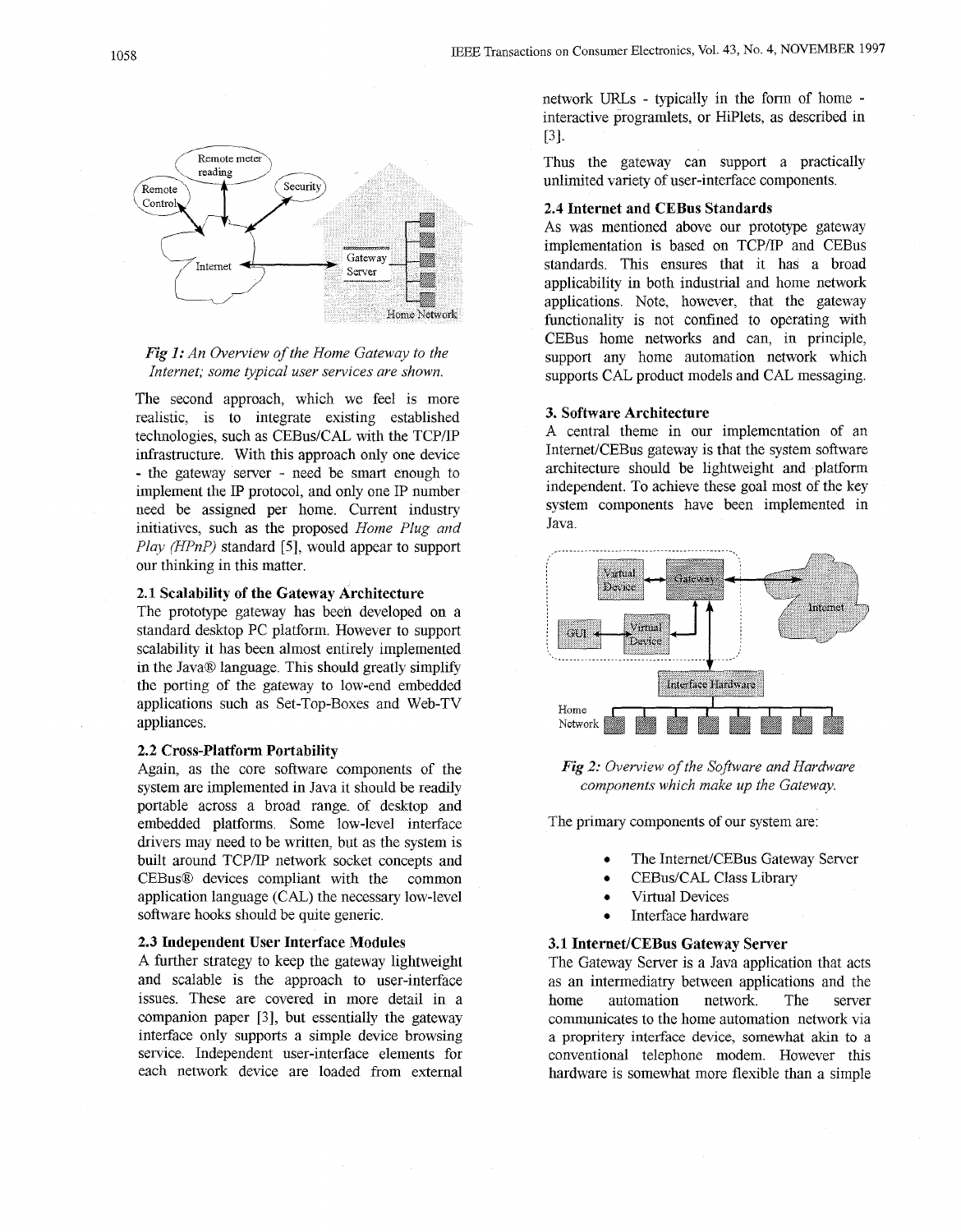*Fig 1: An Overview of the Home Gateway to the Internet; some typical user services are shown.*

The second approach, which we feel is more realistic, is to integrate existing established technologies, such as CEBus/CAL with the TCP/IP infrastructure. With this approach only one device - the gateway server - need be smart enough to implement the IP protocol, and only one IP number need be assigned per home. Current industry initiatives, such as the proposed *Home Plug and Play (HPnP)* standard [5], would appear to support our thinking in this matter.

### 2.1 Scalability of the Gateway Architecture

The prototype gateway has been developed on a standard desktop PC platform. However to support scalability it has been almost entirely implemented in the Java® language. This should greatly simplify the porting of the gateway to low-end embedded applications such as Set-Top-Boxes and Web-TV appliances.

### 2.2 Cross-Platform Portability

Again, as the core software components of the system are implemented in Java it should be readily portable across a broad range of desktop and embedded platforms. Some low-level interface drivers may need to be written, but as the system is built around TCP/IP network socket concepts and CEBus® devices compliant with the common application language (CAL) the necessary low-level software hooks should be quite generic.

### 2.3 Independent User Interface Modules

A further strategy to keep the gateway lightweight and scalable is the approach to user-interface issues. These are covered in more detail in a companion paper [3], but essentially the gateway interface only supports a simple device browsing service. Independent user-interface elements for each network device are loaded from external network URLs - typically in the form of home - interactive programlets, or HiPlets, as described in [3].

Thus the gateway can support a practically unlimited variety of user-interface components.

### 2.4 Internet and CEBus Standards

As was mentioned above our prototype gateway implementation is based on TCP/IP and CEBus standards. This ensures that it has a broad applicability in both industrial and home network applications. Note, however, that the gateway functionality is not confined to operating with CEBus home networks and can, in principle, support any home automation network which supports CAL product models and CAL messaging.

## 3. Software Architecture

A central theme in our implementation of an Internet/CEBus gateway is that the system software architecture should be lightweight and platform independent. To achieve these goal most of the key system components have been implemented in Java.

*Fig 2: Overview of the Software and Hardware components which make up the Gateway.*

The primary components of our system are:

- The Internet/CEBus Gateway Server
- CEBus/CAL Class Library
- Virtual Devices
- Interface hardware

### 3.1 Internet/CEBus Gateway Server

The Gateway Server is a Java application that acts as an intermediatry between applications and the home automation network. The server communicates to the home automation network via a propritery interface device, somewhat akin to a conventional telephone modem. However this hardware is somewhat more flexible than a simple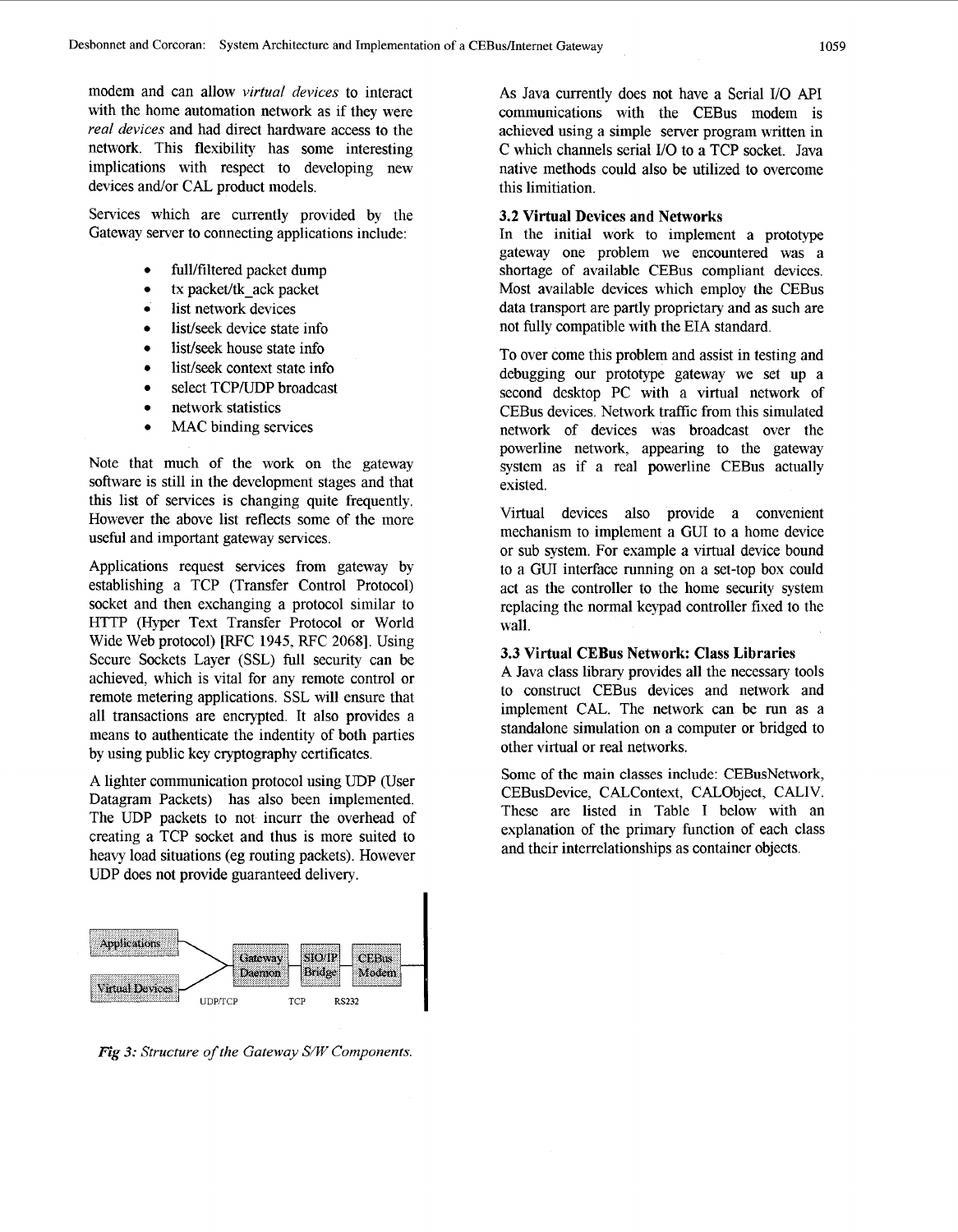modem and can allow *virtual devices* to interact with the home automation network as if they were *real devices* and had direct hardware access to the network. This flexibility has some interesting implications with respect to developing new devices and/or CAL product models.

Services which are currently provided by the Gateway server to connecting applications include:

- full/filtered packet dump
- tx packet/tk_ack packet
- list network devices
- list/seek device state info
- list/seek house state info
- list/seek context state info
- select TCP/UDP broadcast
- network statistics
- MAC binding services

Note that much of the work on the gateway software is still in the development stages and that this list of services is changing quite frequently. However the above list reflects some of the more useful and important gateway services.

Applications request services from gateway by establishing a TCP (Transfer Control Protocol) socket and then exchanging a protocol similar to HTTP (Hyper Text Transfer Protocol or World Wide Web protocol) [RFC 1945, RFC 2068]. Using Secure Sockets Layer (SSL) full security can be achieved, which is vital for any remote control or remote metering applications. SSL will ensure that all transactions are encrypted. It also provides a means to authenticate the indentity of both parties by using public key cryptography certificates.

A lighter communication protocol using UDP (User Datagram Packets) has also been implemented. The UDP packets to not incurr the overhead of creating a TCP socket and thus is more suited to heavy load situations (eg routing packets). However UDP does not provide guaranteed delivery.

Applications, Virtual Devices — UDP/TCP — Gateway Daemon — TCP — SIO/IP Bridge — RS232 — CEBus Modem

*Fig 3: Structure of the Gateway S/W Components.*

As Java currently does not have a Serial I/O API communications with the CEBus modem is achieved using a simple server program written in C which channels serial I/O to a TCP socket. Java native methods could also be utilized to overcome this limitiation.

### 3.2 Virtual Devices and Networks

In the initial work to implement a prototype gateway one problem we encountered was a shortage of available CEBus compliant devices. Most available devices which employ the CEBus data transport are partly proprietary and as such are not fully compatible with the EIA standard.

To over come this problem and assist in testing and debugging our prototype gateway we set up a second desktop PC with a virtual network of CEBus devices. Network traffic from this simulated network of devices was broadcast over the powerline network, appearing to the gateway system as if a real powerline CEBus actually existed.

Virtual devices also provide a convenient mechanism to implement a GUI to a home device or sub system. For example a virtual device bound to a GUI interface running on a set-top box could act as the controller to the home security system replacing the normal keypad controller fixed to the wall.

### 3.3 Virtual CEBus Network: Class Libraries

A Java class library provides all the necessary tools to construct CEBus devices and network and implement CAL. The network can be run as a standalone simulation on a computer or bridged to other virtual or real networks.

Some of the main classes include: CEBusNetwork, CEBusDevice, CALContext, CALObject, CALIV. These are listed in Table I below with an explanation of the primary function of each class and their interrelationships as container objects.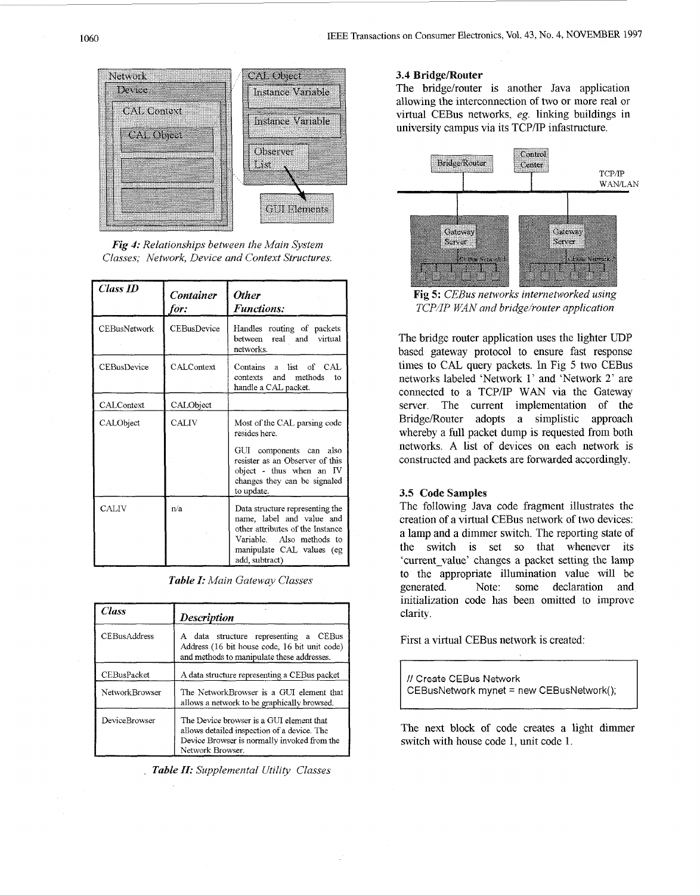*Fig 4: Relationships between the Main System Classes; Network, Device and Context Structures.*

| *Class ID* | *Container for:* | *Other Functions:* |
|---|---|---|
| CEBusNetwork | CEBusDevice | Handles routing of packets between real and virtual networks. |
| CEBusDevice | CALContext | Contains a list of CAL contexts and methods to handle a CAL packet. |
| CALContext | CALObject | |
| CALObject | CALIV | Most of the CAL parsing code resides here. GUI components can also resister as an Observer of this object - thus when an IV changes they can be signaled to update. |
| CALIV | n/a | Data structure representing the name, label and value and other attributes of the Instance Variable. Also methods to manipulate CAL values (eg add, subtract) |

*Table I: Main Gateway Classes*

| *Class* | *Description* |
|---|---|
| CEBusAddress | A data structure representing a CEBus Address (16 bit house code, 16 bit unit code) and methods to manipulate these addresses. |
| CEBusPacket | A data structure representing a CEBus packet |
| NetworkBrowser | The NetworkBrowser is a GUI element that allows a network to be graphically browsed. |
| DeviceBrowser | The Device browser is a GUI element that allows detailed inspection of a device. The Device Browser is normally invoked from the Network Browser. |

*Table II: Supplemental Utility Classes*

### 3.4 Bridge/Router

The bridge/router is another Java application allowing the interconnection of two or more real or virtual CEBus networks, *eg.* linking buildings in university campus via its TCP/IP infastructure.

**Fig 5:** *CEBus networks internetworked using TCP/IP WAN and bridge/router application*

The bridge router application uses the lighter UDP based gateway protocol to ensure fast response times to CAL query packets. In Fig 5 two CEBus networks labeled 'Network 1' and 'Network 2' are connected to a TCP/IP WAN via the Gateway server. The current implementation of the Bridge/Router adopts a simplistic approach whereby a full packet dump is requested from both networks. A list of devices on each network is constructed and packets are forwarded accordingly.

### 3.5 Code Samples

The following Java code fragment illustrates the creation of a virtual CEBus network of two devices: a lamp and a dimmer switch. The reporting state of the switch is set so that whenever its 'current_value' changes a packet setting the lamp to the appropriate illumination value will be generated. Note: some declaration and initialization code has been omitted to improve clarity.

First a virtual CEBus network is created:

```
// Create CEBus Network
CEBusNetwork mynet = new CEBusNetwork();
```

The next block of code creates a light dimmer switch with house code 1, unit code 1.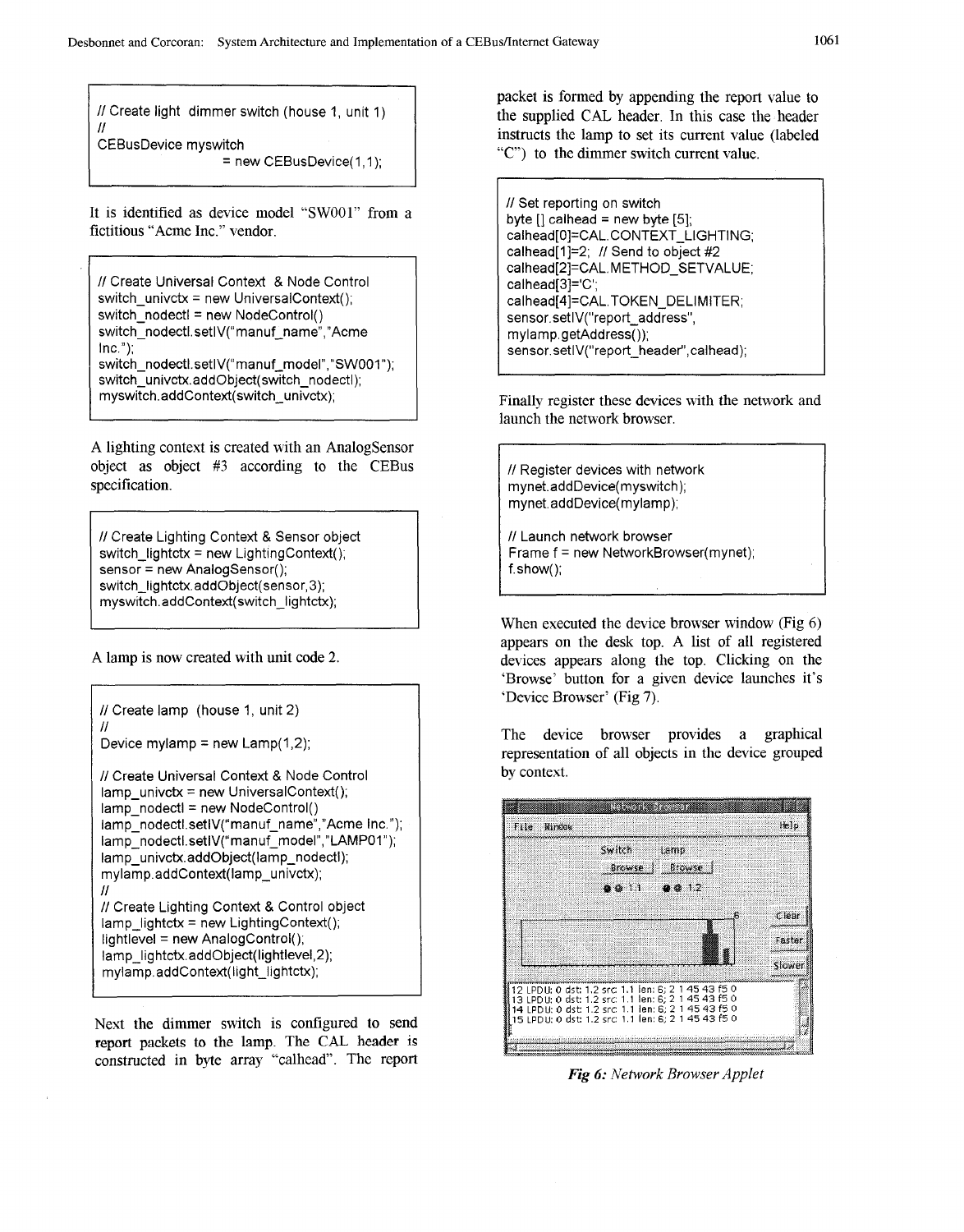```
// Create light  dimmer switch (house 1, unit 1)
//
CEBusDevice myswitch
                    = new CEBusDevice(1,1);
```

It is identified as device model "SW001" from a fictitious "Acme Inc." vendor.

```
// Create Universal Context  & Node Control
switch_univctx = new UniversalContext();
switch_nodectl = new NodeControl()
switch_nodectl.setIV("manuf_name","Acme Inc.");
switch_nodectl.setIV("manuf_model","SW001");
switch_univctx.addObject(switch_nodectl);
myswitch.addContext(switch_univctx);
```

A lighting context is created with an AnalogSensor object as object #3 according to the CEBus specification.

```
// Create Lighting Context & Sensor object
switch_lightctx = new LightingContext();
sensor = new AnalogSensor();
switch_lightctx.addObject(sensor,3);
myswitch.addContext(switch_lightctx);
```

A lamp is now created with unit code 2.

```
// Create lamp  (house 1, unit 2)
//
Device mylamp = new Lamp(1,2);

// Create Universal Context & Node Control
lamp_univctx = new UniversalContext();
lamp_nodectl = new NodeControl()
lamp_nodectl.setIV("manuf_name","Acme Inc.");
lamp_nodectl.setIV("manuf_model","LAMP01");
lamp_univctx.addObject(lamp_nodectl);
mylamp.addContext(lamp_univctx);
//
// Create Lighting Context & Control object
lamp_lightctx = new LightingContext();
lightlevel = new AnalogControl();
lamp_lightctx.addObject(lightlevel,2);
mylamp.addContext(light_lightctx);
```

Next the dimmer switch is configured to send report packets to the lamp. The CAL header is constructed in byte array "calhead". The report packet is formed by appending the report value to the supplied CAL header. In this case the header instructs the lamp to set its current value (labeled "C") to the dimmer switch current value.

```
// Set reporting on switch
byte [] calhead = new byte [5];
calhead[0]=CAL.CONTEXT_LIGHTING;
calhead[1]=2;  // Send to object #2
calhead[2]=CAL.METHOD_SETVALUE;
calhead[3]='C';
calhead[4]=CAL.TOKEN_DELIMITER;
sensor.setIV("report_address",
mylamp.getAddress());
sensor.setIV("report_header",calhead);
```

Finally register these devices with the network and launch the network browser.

```
// Register devices with network
mynet.addDevice(myswitch);
mynet.addDevice(mylamp);

// Launch network browser
Frame f = new NetworkBrowser(mynet);
f.show();
```

When executed the device browser window (Fig 6) appears on the desk top. A list of all registered devices appears along the top. Clicking on the 'Browse' button for a given device launches it's 'Device Browser' (Fig 7).

The device browser provides a graphical representation of all objects in the device grouped by context.

*Fig 6: Network Browser Applet*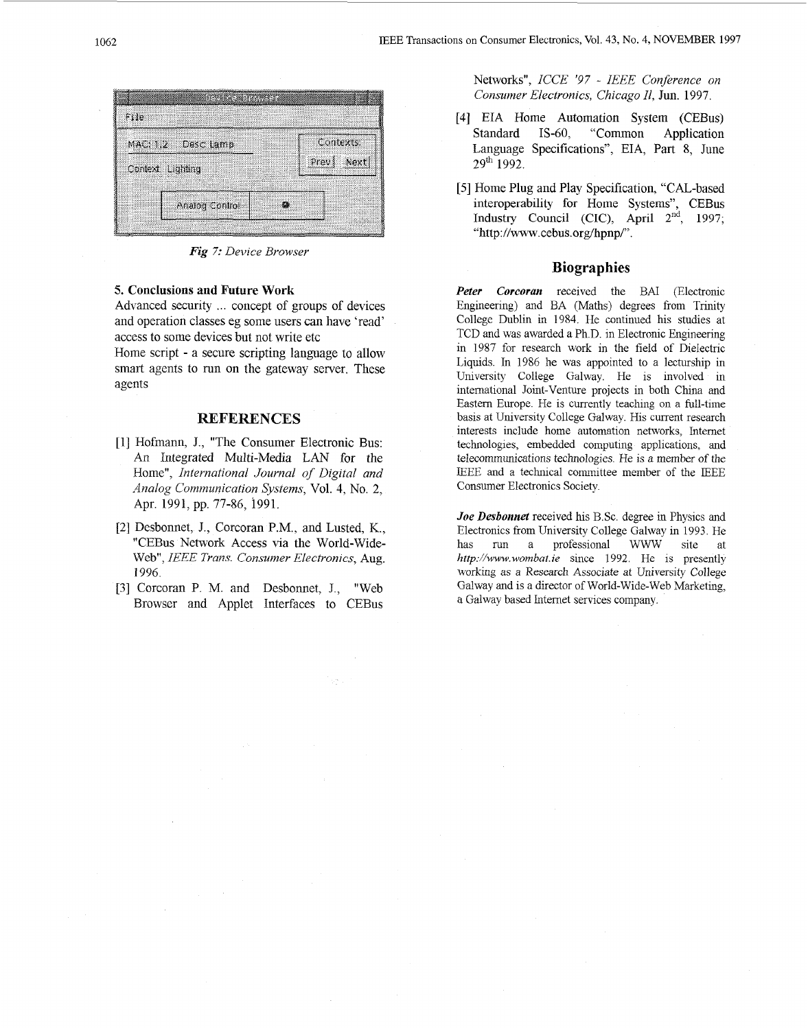File

MAC: 1,2 Desc Lamp

Context: Lighting

Contexts:

Prev Next

Analog Control

*Fig 7: Device Browser*

### 5. Conclusions and Future Work

Advanced security ... concept of groups of devices and operation classes eg some users can have 'read' access to some devices but not write etc

Home script - a secure scripting language to allow smart agents to run on the gateway server. These agents

## REFERENCES

[1] Hofmann, J., "The Consumer Electronic Bus: An Integrated Multi-Media LAN for the Home", *International Journal of Digital and Analog Communication Systems*, Vol. 4, No. 2, Apr. 1991, pp. 77-86, 1991.

[2] Desbonnet, J., Corcoran P.M., and Lusted, K., "CEBus Network Access via the World-Wide-Web", *IEEE Trans. Consumer Electronics*, Aug. 1996.

[3] Corcoran P. M. and Desbonnet, J., "Web Browser and Applet Interfaces to CEBus Networks", *ICCE '97 - IEEE Conference on Consumer Electronics, Chicago Il*, Jun. 1997.

[4] EIA Home Automation System (CEBus) Standard IS-60, "Common Application Language Specifications", EIA, Part 8, June 29th 1992.

[5] Home Plug and Play Specification, "CAL-based interoperability for Home Systems", CEBus Industry Council (CIC), April 2nd, 1997; "http://www.cebus.org/hpnp/".

## Biographies

***Peter Corcoran*** received the BAI (Electronic Engineering) and BA (Maths) degrees from Trinity College Dublin in 1984. He continued his studies at TCD and was awarded a Ph.D. in Electronic Engineering in 1987 for research work in the field of Dielectric Liquids. In 1986 he was appointed to a lecturship in University College Galway. He is involved in international Joint-Venture projects in both China and Eastern Europe. He is currently teaching on a full-time basis at University College Galway. His current research interests include home automation networks, Internet technologies, embedded computing applications, and telecommunications technologies. He is a member of the IEEE and a technical committee member of the IEEE Consumer Electronics Society.

***Joe Desbonnet*** received his B.Sc. degree in Physics and Electronics from University College Galway in 1993. He has run a professional WWW site at *http://www.wombat.ie* since 1992. He is presently working as a Research Associate at University College Galway and is a director of World-Wide-Web Marketing, a Galway based Internet services company.